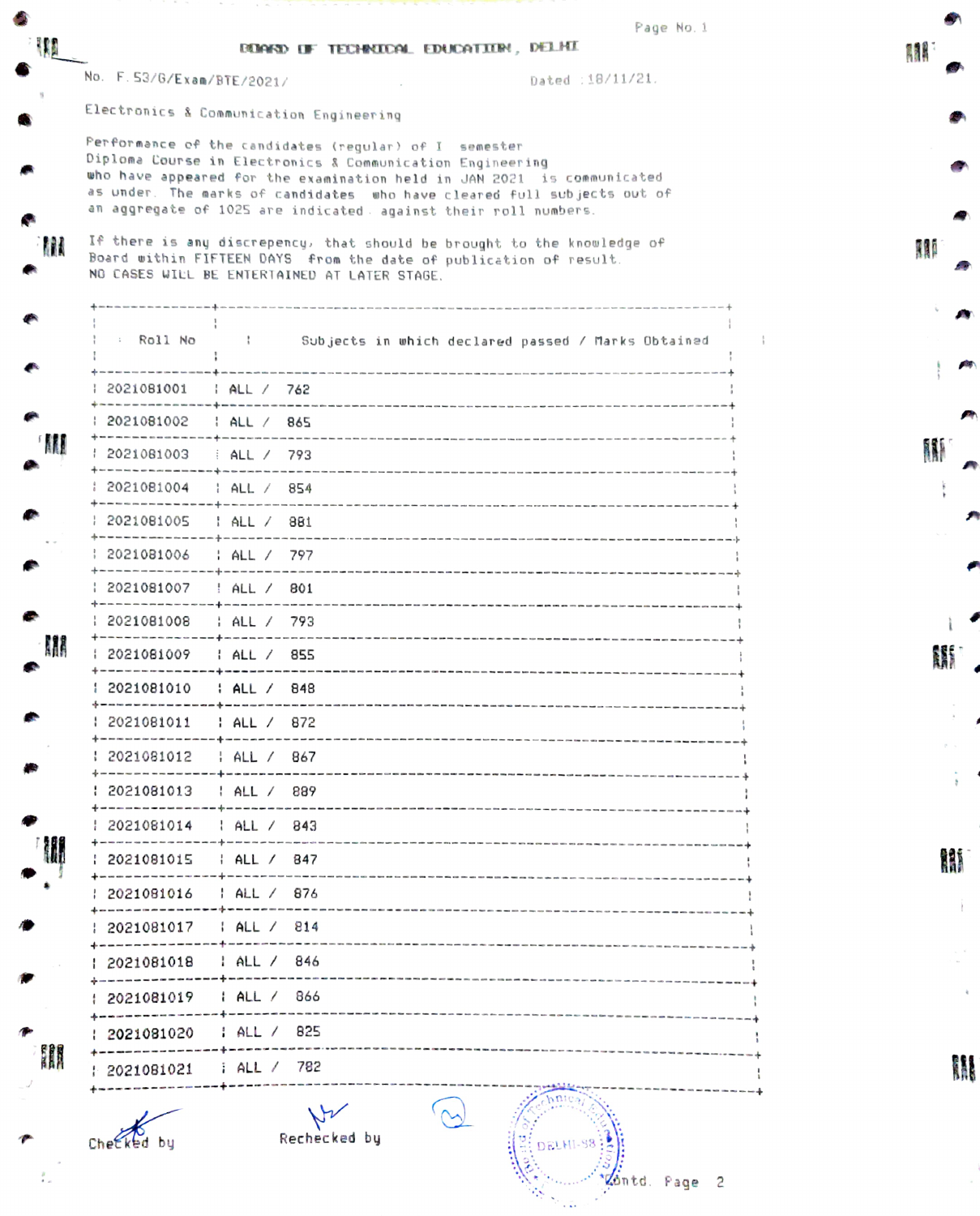# BOARD OF TECHNICAL EDUCATION, DELHI

No. F.53/G/Exam/BTE/2021/ Dated :18/11/21.

Electronics & Communication Engineering

Performance of the candidates (regular) of I semester Diploma Course in Electronics & Communication Engineering who have appeared for the examination held in JAN 2021 is communicated as under. The marks of candidates who have cleared full subjects out of an aggregate of 1025 are indicated against their roll numbers.

If there is any discrepency, that should be brought to the knowledge of Board within FIFTEEN DAYS from the date of publication of result. NO CASES WILL BE ENTERTAINED AT LATER STAGE.

| Roll No | Subjects in which declared passed / Marks Obtained |
|---|---|
| 2021081001 | ALL / 762 |
| 2021081002 | ALL / 865 |
| 2021081003 | ALL / 793 |
| 2021081004 | ALL / 854 |
| 2021081005 | ALL / 881 |
| 2021081006 | ALL / 797 |
| 2021081007 | ALL / 801 |
| 2021081008 | ALL / 793 |
| 2021081009 | ALL / 855 |
| 2021081010 | ALL / 848 |
| 2021081011 | ALL / 872 |
| 2021081012 | ALL / 867 |
| 2021081013 | ALL / 889 |
| 2021081014 | ALL / 843 |
| 2021081015 | ALL / 847 |
| 2021081016 | ALL / 876 |
| 2021081017 | ALL / 814 |
| 2021081018 | ALL / 846 |
| 2021081019 | ALL / 866 |
| 2021081020 | ALL / 825 |
| 2021081021 | ALL / 782 |

Checked by Rechecked by

DELHI-58

Contd. Page 2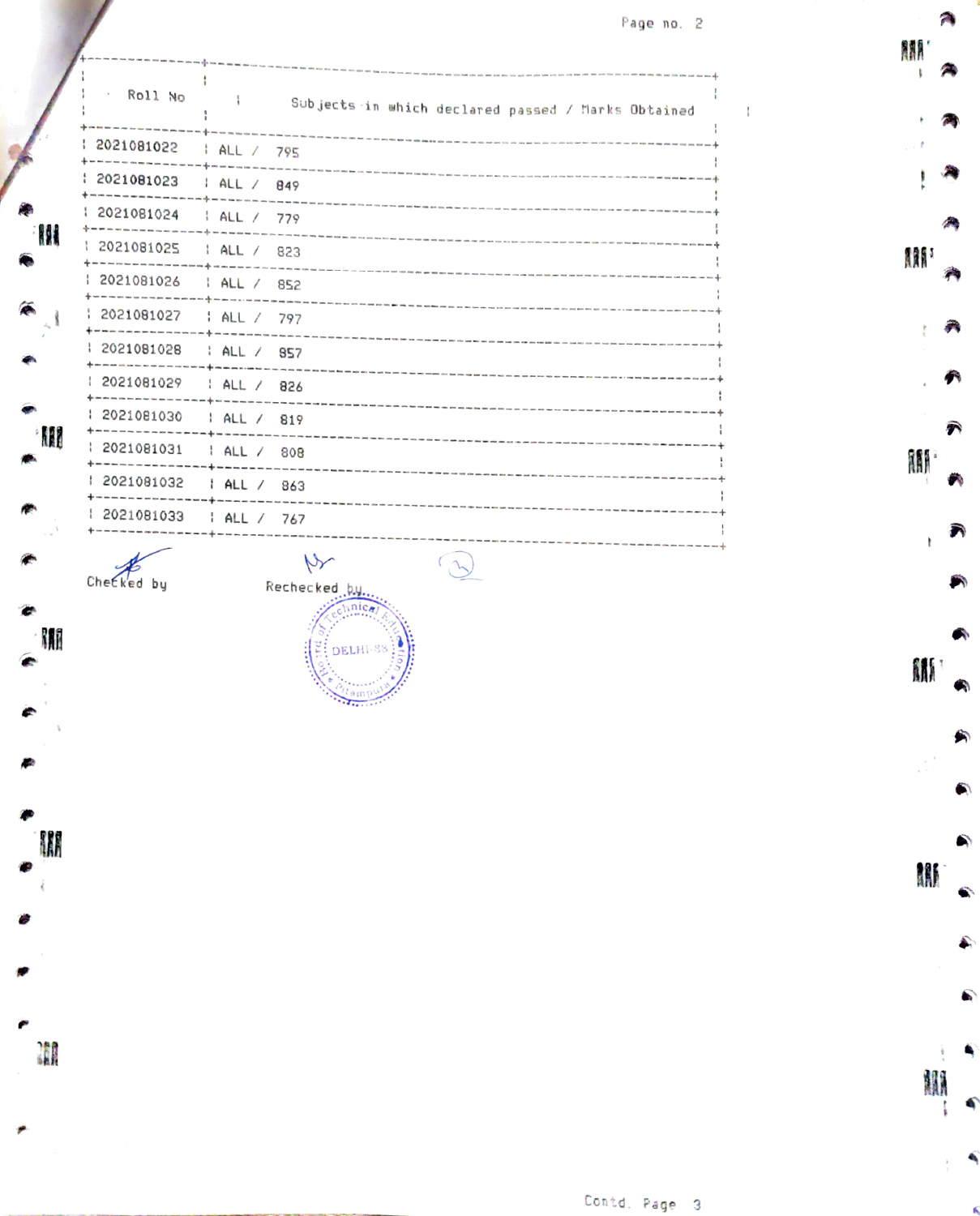| Roll No | Subjects in which declared passed / Marks Obtained |
|---|---|
| 2021081022 | ALL / 795 |
| 2021081023 | ALL / 849 |
| 2021081024 | ALL / 779 |
| 2021081025 | ALL / 823 |
| 2021081026 | ALL / 852 |
| 2021081027 | ALL / 797 |
| 2021081028 | ALL / 857 |
| 2021081029 | ALL / 826 |
| 2021081030 | ALL / 819 |
| 2021081031 | ALL / 808 |
| 2021081032 | ALL / 863 |
| 2021081033 | ALL / 767 |

Checked by          Rechecked by

Board of Technical Education, Pitampura, DELHI-88

Contd. Page 3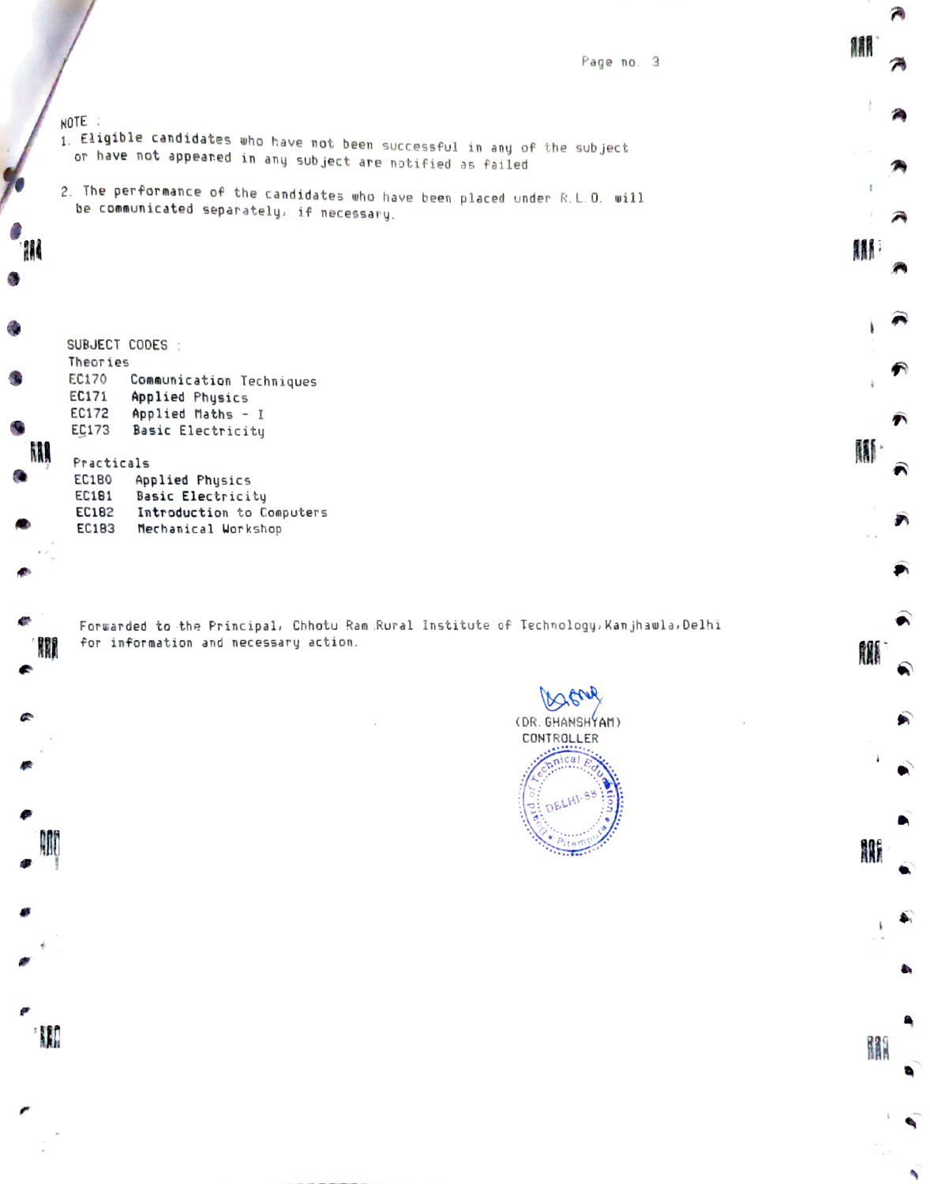NOTE :

1. Eligible candidates who have not been successful in any of the subject or have not appeared in any subject are notified as failed

2. The performance of the candidates who have been placed under R.L.O. will be communicated separately, if necessary.

SUBJECT CODES :

Theories

| | |
|---|---|
| EC170 | Communication Techniques |
| EC171 | Applied Physics |
| EC172 | Applied Maths - I |
| EC173 | Basic Electricity |

Practicals

| | |
|---|---|
| EC180 | Applied Physics |
| EC181 | Basic Electricity |
| EC182 | Introduction to Computers |
| EC183 | Mechanical Workshop |

Forwarded to the Principal, Chhotu Ram Rural Institute of Technology, Kanjhawla, Delhi for information and necessary action.

(DR. GHANSHYAM)
CONTROLLER

Board of Technical Education
DELHI-88
Pitampura